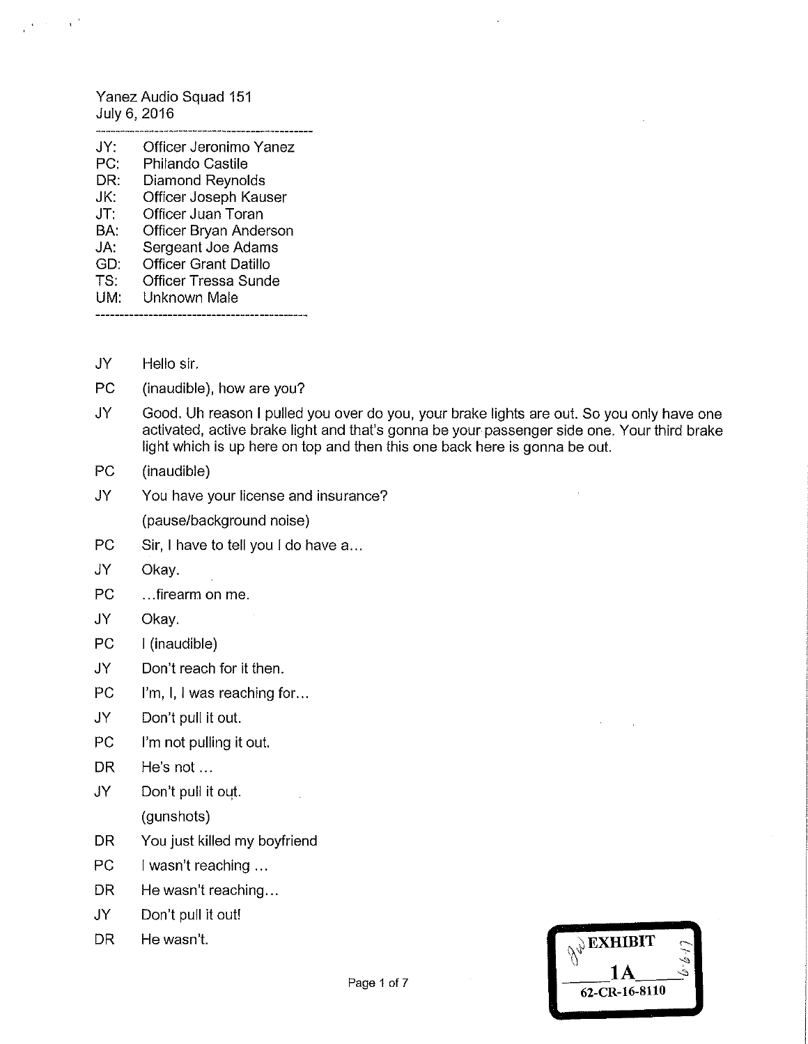Yanez Audio Squad 151
July 6, 2016

---

JY: Officer Jeronimo Yanez
PC: Philando Castile
DR: Diamond Reynolds
JK: Officer Joseph Kauser
JT: Officer Juan Toran
BA: Officer Bryan Anderson
JA: Sergeant Joe Adams
GD: Officer Grant Datillo
TS: Officer Tressa Sunde
UM: Unknown Male

---

JY Hello sir.

PC (inaudible), how are you?

JY Good. Uh reason I pulled you over do you, your brake lights are out. So you only have one activated, active brake light and that's gonna be your passenger side one. Your third brake light which is up here on top and then this one back here is gonna be out.

PC (inaudible)

JY You have your license and insurance?

(pause/background noise)

PC Sir, I have to tell you I do have a…

JY Okay.

PC …firearm on me.

JY Okay.

PC I (inaudible)

JY Don't reach for it then.

PC I'm, I, I was reaching for…

JY Don't pull it out.

PC I'm not pulling it out.

DR He's not …

JY Don't pull it out.

(gunshots)

DR You just killed my boyfriend

PC I wasn't reaching …

DR He wasn't reaching…

JY Don't pull it out!

DR He wasn't.

EXHIBIT
1A
62-CR-16-8110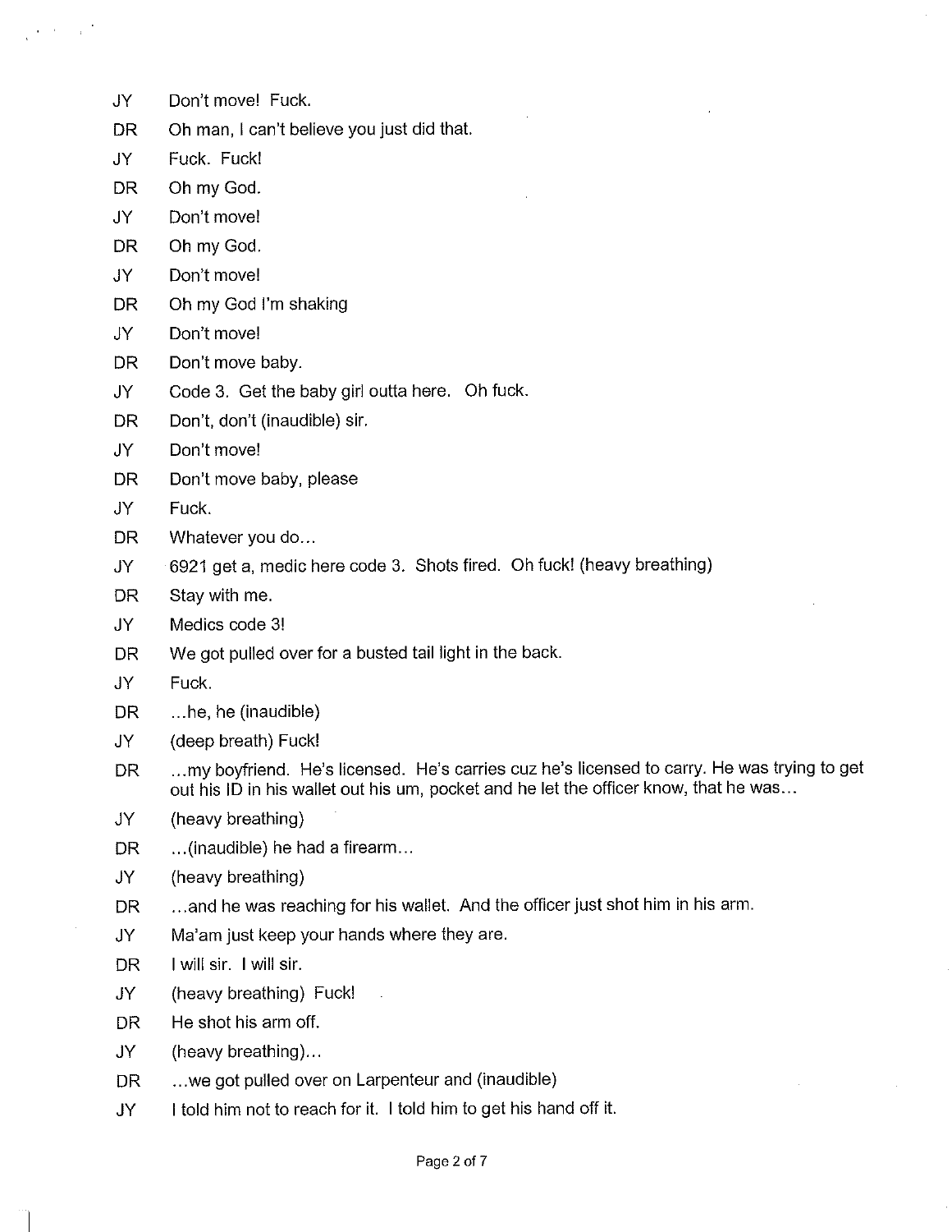JY Don't move! Fuck.

DR Oh man, I can't believe you just did that.

JY Fuck. Fuck!

DR Oh my God.

JY Don't move!

DR Oh my God.

JY Don't move!

DR Oh my God I'm shaking

JY Don't move!

DR Don't move baby.

JY Code 3. Get the baby girl outta here. Oh fuck.

DR Don't, don't (inaudible) sir.

JY Don't move!

DR Don't move baby, please

JY Fuck.

DR Whatever you do...

JY 6921 get a, medic here code 3. Shots fired. Oh fuck! (heavy breathing)

DR Stay with me.

JY Medics code 3!

DR We got pulled over for a busted tail light in the back.

JY Fuck.

DR ...he, he (inaudible)

JY (deep breath) Fuck!

DR ...my boyfriend. He's licensed. He's carries cuz he's licensed to carry. He was trying to get out his ID in his wallet out his um, pocket and he let the officer know, that he was...

JY (heavy breathing)

DR ...(inaudible) he had a firearm...

JY (heavy breathing)

DR ...and he was reaching for his wallet. And the officer just shot him in his arm.

JY Ma'am just keep your hands where they are.

DR I will sir. I will sir.

JY (heavy breathing) Fuck!

DR He shot his arm off.

JY (heavy breathing)...

DR ...we got pulled over on Larpenteur and (inaudible)

JY I told him not to reach for it. I told him to get his hand off it.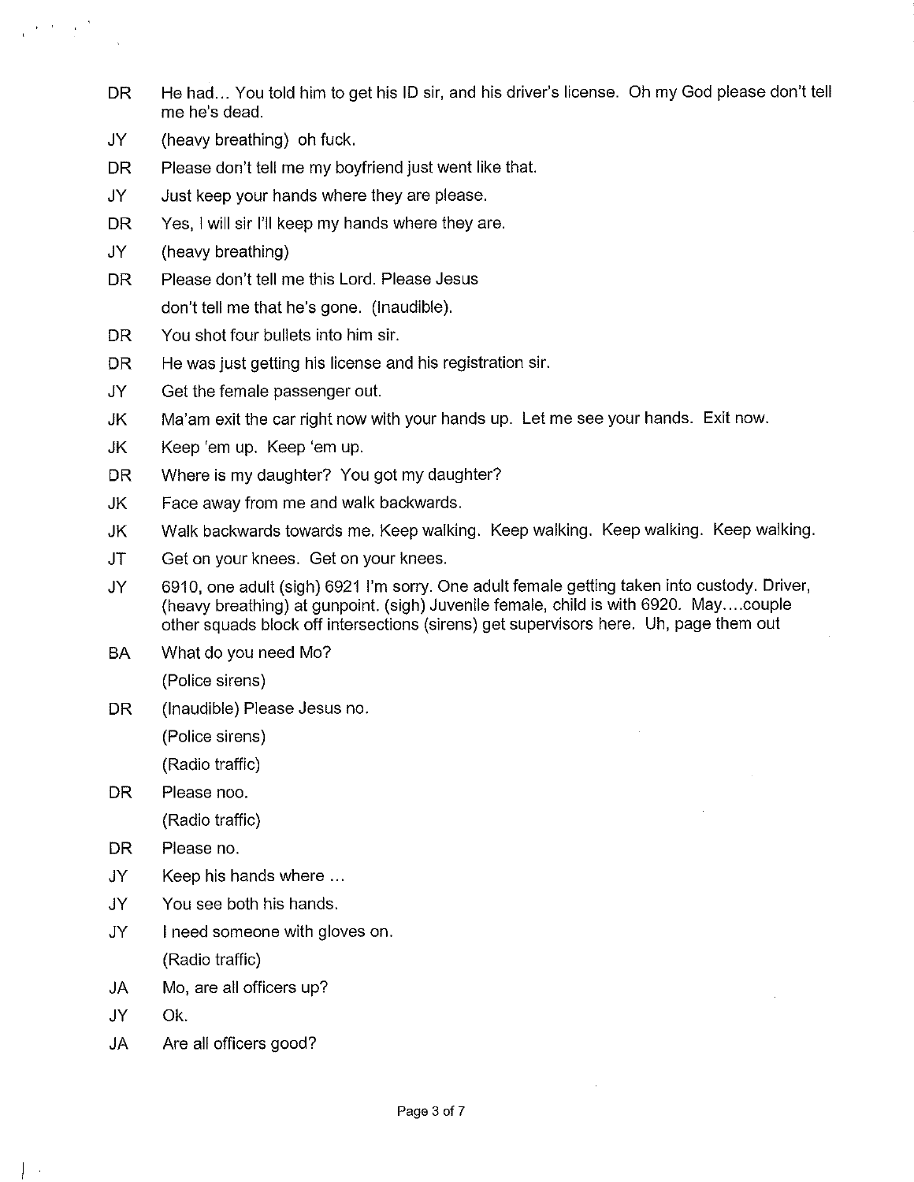DR He had... You told him to get his ID sir, and his driver's license. Oh my God please don't tell me he's dead.

JY (heavy breathing) oh fuck.

DR Please don't tell me my boyfriend just went like that.

JY Just keep your hands where they are please.

DR Yes, I will sir I'll keep my hands where they are.

JY (heavy breathing)

DR Please don't tell me this Lord. Please Jesus
don't tell me that he's gone. (Inaudible).

DR You shot four bullets into him sir.

DR He was just getting his license and his registration sir.

JY Get the female passenger out.

JK Ma'am exit the car right now with your hands up. Let me see your hands. Exit now.

JK Keep 'em up. Keep 'em up.

DR Where is my daughter? You got my daughter?

JK Face away from me and walk backwards.

JK Walk backwards towards me. Keep walking. Keep walking. Keep walking. Keep walking.

JT Get on your knees. Get on your knees.

JY 6910, one adult (sigh) 6921 I'm sorry. One adult female getting taken into custody. Driver, (heavy breathing) at gunpoint. (sigh) Juvenile female, child is with 6920. May....couple other squads block off intersections (sirens) get supervisors here. Uh, page them out

BA What do you need Mo?
(Police sirens)

DR (Inaudible) Please Jesus no.
(Police sirens)
(Radio traffic)

DR Please noo.
(Radio traffic)

DR Please no.

JY Keep his hands where ...

JY You see both his hands.

JY I need someone with gloves on.
(Radio traffic)

JA Mo, are all officers up?

JY Ok.

JA Are all officers good?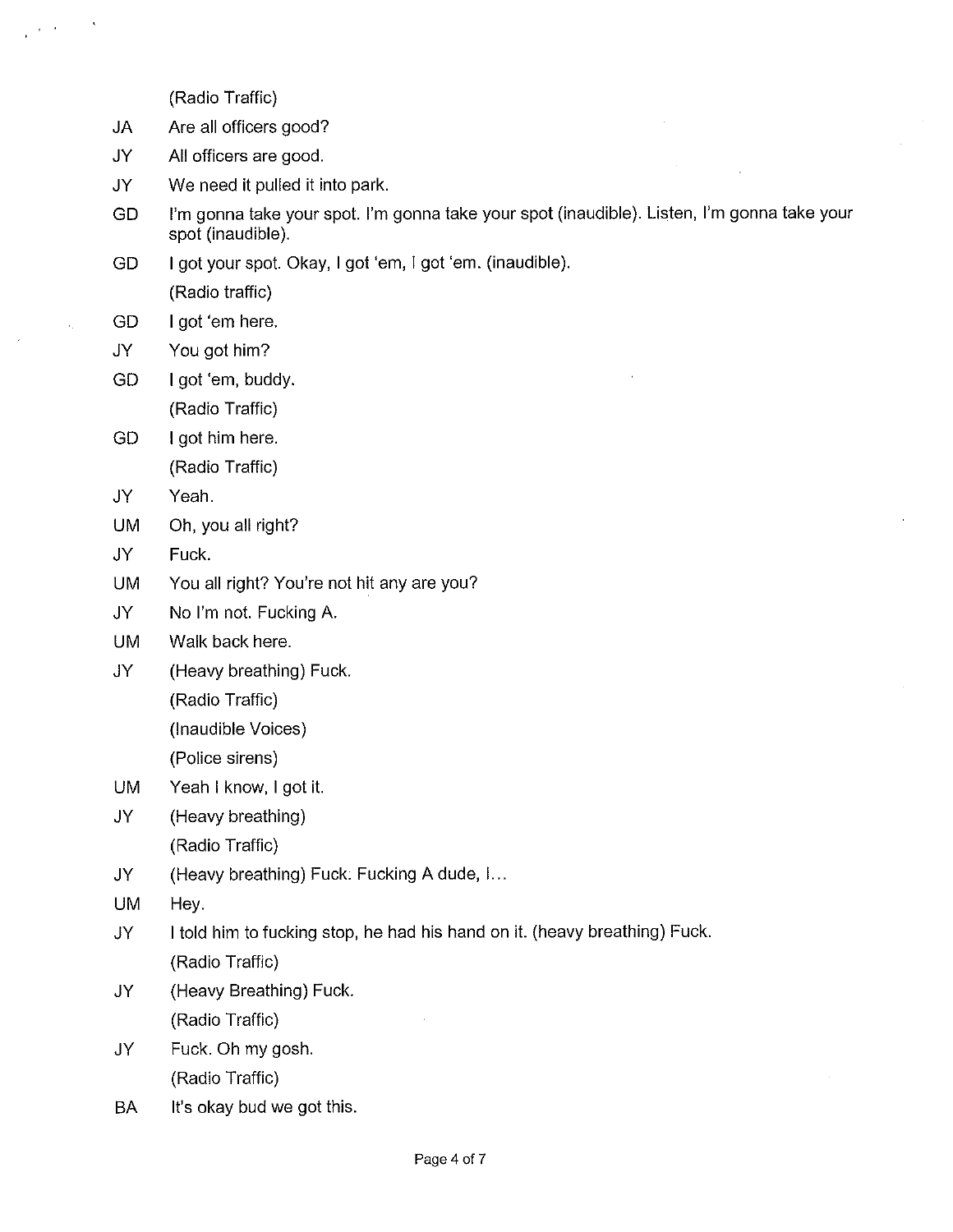(Radio Traffic)

JA Are all officers good?

JY All officers are good.

JY We need it pulled it into park.

GD I'm gonna take your spot. I'm gonna take your spot (inaudible). Listen, I'm gonna take your spot (inaudible).

GD I got your spot. Okay, I got 'em, I got 'em. (inaudible).

(Radio traffic)

GD I got 'em here.

JY You got him?

GD I got 'em, buddy.

(Radio Traffic)

GD I got him here.

(Radio Traffic)

JY Yeah.

UM Oh, you all right?

JY Fuck.

UM You all right? You're not hit any are you?

JY No I'm not. Fucking A.

UM Walk back here.

JY (Heavy breathing) Fuck.

(Radio Traffic)

(Inaudible Voices)

(Police sirens)

UM Yeah I know, I got it.

JY (Heavy breathing)

(Radio Traffic)

JY (Heavy breathing) Fuck. Fucking A dude, I...

UM Hey.

JY I told him to fucking stop, he had his hand on it. (heavy breathing) Fuck.

(Radio Traffic)

JY (Heavy Breathing) Fuck.

(Radio Traffic)

JY Fuck. Oh my gosh.

(Radio Traffic)

BA It's okay bud we got this.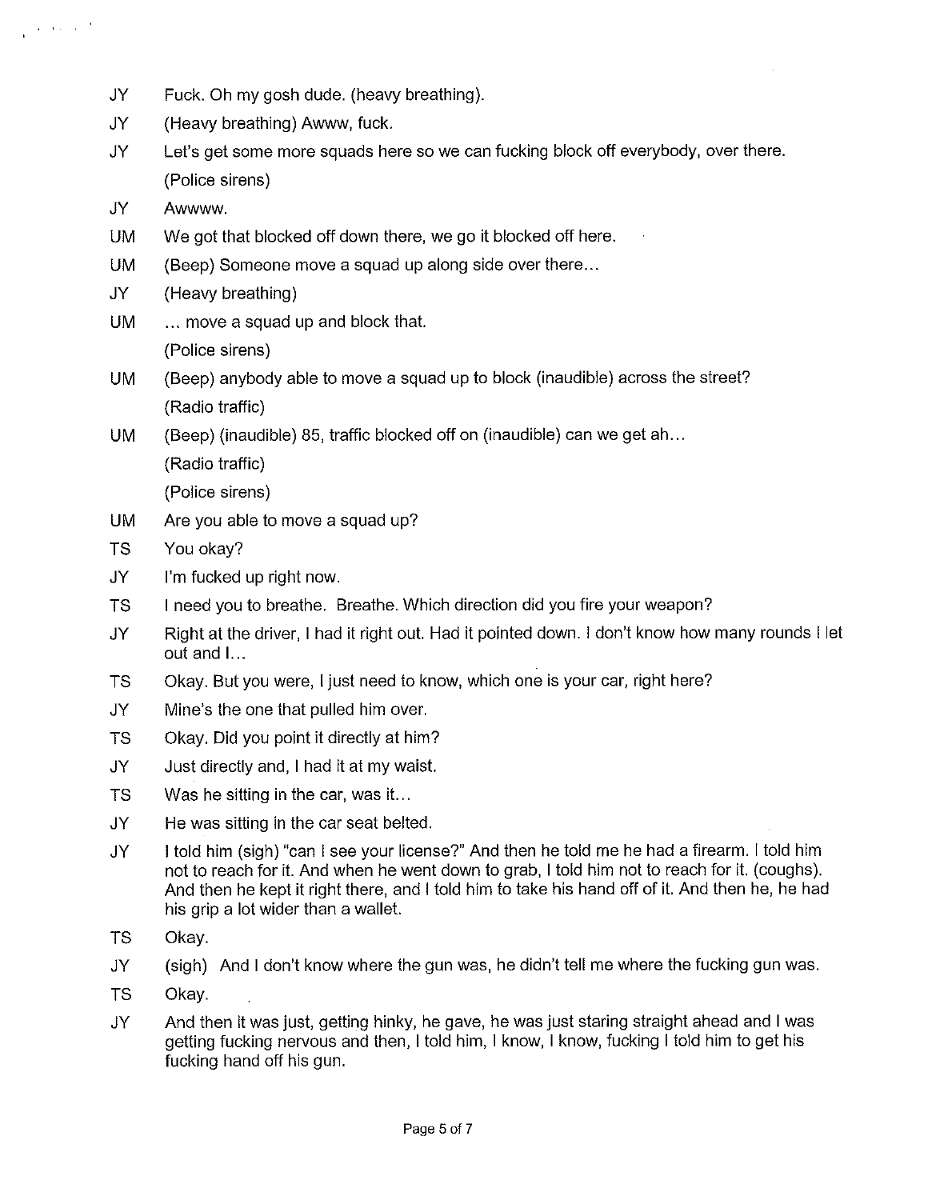| | |
|---|---|
| JY | Fuck. Oh my gosh dude. (heavy breathing). |
| JY | (Heavy breathing) Awww, fuck. |
| JY | Let's get some more squads here so we can fucking block off everybody, over there. |
| | (Police sirens) |
| JY | Awwww. |
| UM | We got that blocked off down there, we go it blocked off here. |
| UM | (Beep) Someone move a squad up along side over there… |
| JY | (Heavy breathing) |
| UM | … move a squad up and block that. |
| | (Police sirens) |
| UM | (Beep) anybody able to move a squad up to block (inaudible) across the street? |
| | (Radio traffic) |
| UM | (Beep) (inaudible) 85, traffic blocked off on (inaudible) can we get ah… |
| | (Radio traffic) |
| | (Police sirens) |
| UM | Are you able to move a squad up? |
| TS | You okay? |
| JY | I'm fucked up right now. |
| TS | I need you to breathe. Breathe. Which direction did you fire your weapon? |
| JY | Right at the driver, I had it right out. Had it pointed down. I don't know how many rounds I let out and I… |
| TS | Okay. But you were, I just need to know, which one is your car, right here? |
| JY | Mine's the one that pulled him over. |
| TS | Okay. Did you point it directly at him? |
| JY | Just directly and, I had it at my waist. |
| TS | Was he sitting in the car, was it… |
| JY | He was sitting in the car seat belted. |
| JY | I told him (sigh) "can I see your license?" And then he told me he had a firearm. I told him not to reach for it. And when he went down to grab, I told him not to reach for it. (coughs). And then he kept it right there, and I told him to take his hand off of it. And then he, he had his grip a lot wider than a wallet. |
| TS | Okay. |
| JY | (sigh) And I don't know where the gun was, he didn't tell me where the fucking gun was. |
| TS | Okay. |
| JY | And then it was just, getting hinky, he gave, he was just staring straight ahead and I was getting fucking nervous and then, I told him, I know, I know, fucking I told him to get his fucking hand off his gun. |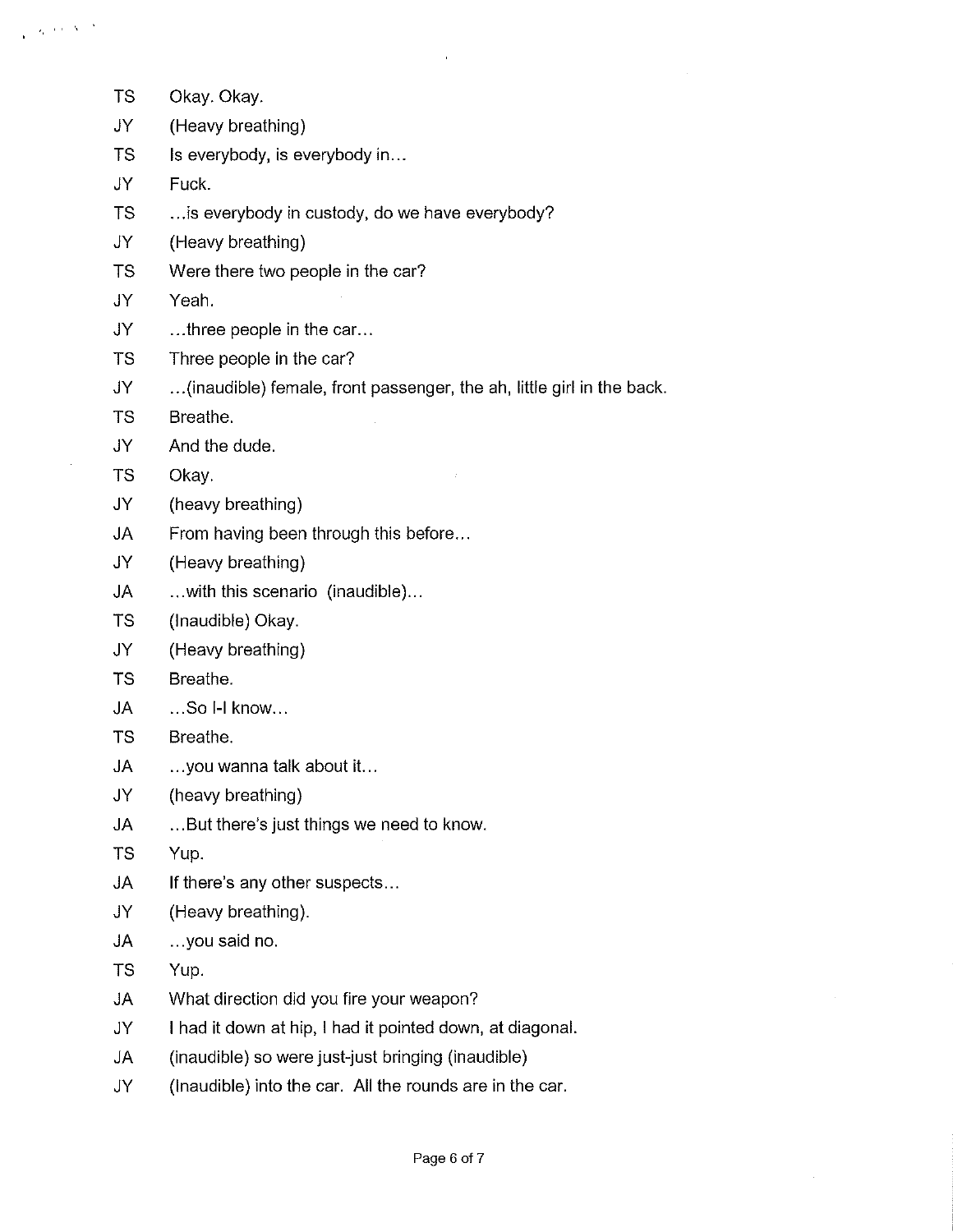TS Okay. Okay.

JY (Heavy breathing)

TS Is everybody, is everybody in…

JY Fuck.

TS …is everybody in custody, do we have everybody?

JY (Heavy breathing)

TS Were there two people in the car?

JY Yeah.

JY …three people in the car…

TS Three people in the car?

JY …(inaudible) female, front passenger, the ah, little girl in the back.

TS Breathe.

JY And the dude.

TS Okay.

JY (heavy breathing)

JA From having been through this before…

JY (Heavy breathing)

JA …with this scenario (inaudible)…

TS (Inaudible) Okay.

JY (Heavy breathing)

TS Breathe.

JA …So I-I know…

TS Breathe.

JA …you wanna talk about it…

JY (heavy breathing)

JA …But there's just things we need to know.

TS Yup.

JA If there's any other suspects…

JY (Heavy breathing).

JA …you said no.

TS Yup.

JA What direction did you fire your weapon?

JY I had it down at hip, I had it pointed down, at diagonal.

JA (inaudible) so were just-just bringing (inaudible)

JY (Inaudible) into the car. All the rounds are in the car.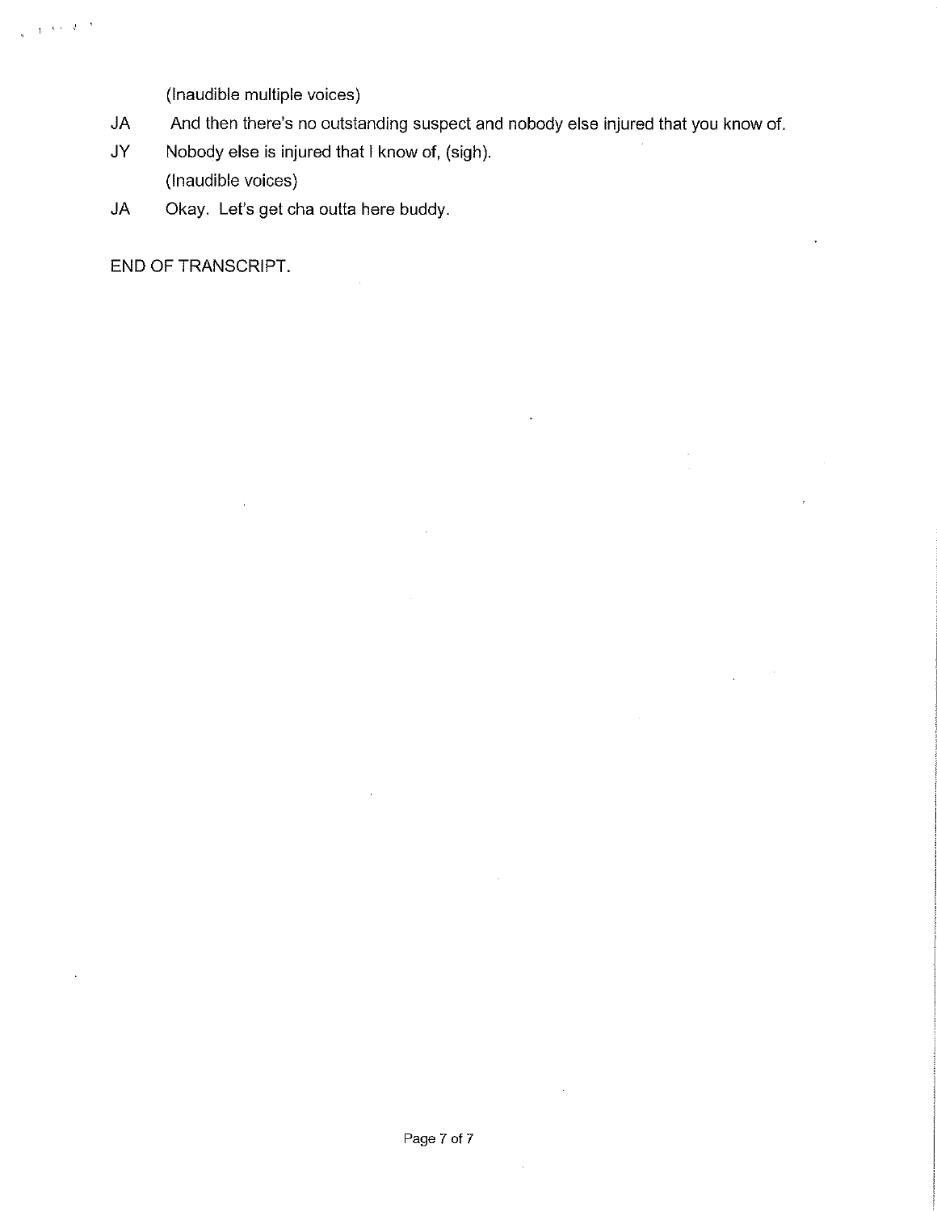(Inaudible multiple voices)

JA And then there's no outstanding suspect and nobody else injured that you know of.

JY Nobody else is injured that I know of, (sigh).

(Inaudible voices)

JA Okay. Let's get cha outta here buddy.

END OF TRANSCRIPT.